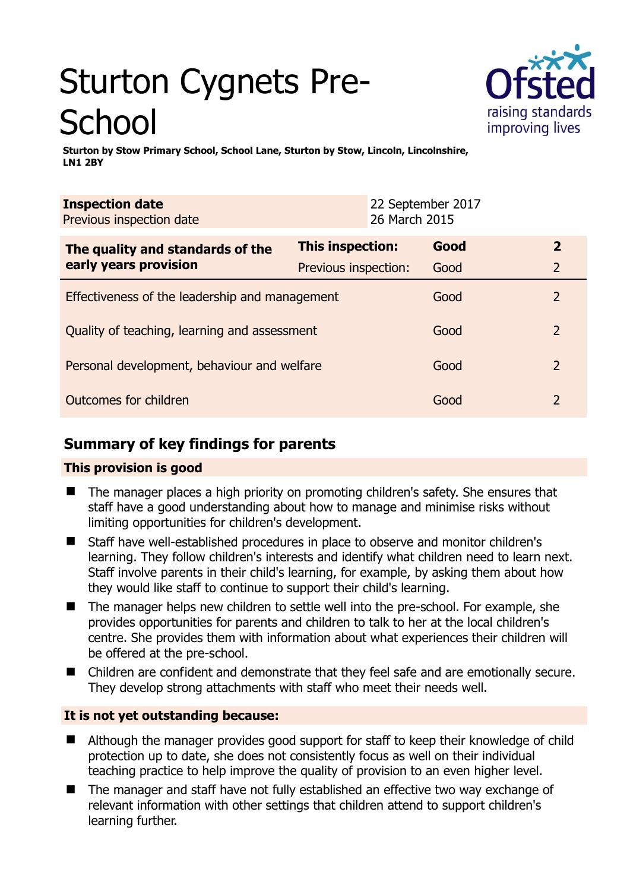# Sturton Cygnets Pre-School

**Sturton by Stow Primary School, School Lane, Sturton by Stow, Lincoln, Lincolnshire, LN1 2BY**

| **Inspection date** | 22 September 2017 |
|---|---|
| Previous inspection date | 26 March 2015 |

| **The quality and standards of the early years provision** | **This inspection:** | **Good** | **2** |
|---|---|---|---|
| | Previous inspection: | Good | 2 |
| Effectiveness of the leadership and management | | Good | 2 |
| Quality of teaching, learning and assessment | | Good | 2 |
| Personal development, behaviour and welfare | | Good | 2 |
| Outcomes for children | | Good | 2 |

## Summary of key findings for parents

### This provision is good

- The manager places a high priority on promoting children's safety. She ensures that staff have a good understanding about how to manage and minimise risks without limiting opportunities for children's development.
- Staff have well-established procedures in place to observe and monitor children's learning. They follow children's interests and identify what children need to learn next. Staff involve parents in their child's learning, for example, by asking them about how they would like staff to continue to support their child's learning.
- The manager helps new children to settle well into the pre-school. For example, she provides opportunities for parents and children to talk to her at the local children's centre. She provides them with information about what experiences their children will be offered at the pre-school.
- Children are confident and demonstrate that they feel safe and are emotionally secure. They develop strong attachments with staff who meet their needs well.

### It is not yet outstanding because:

- Although the manager provides good support for staff to keep their knowledge of child protection up to date, she does not consistently focus as well on their individual teaching practice to help improve the quality of provision to an even higher level.
- The manager and staff have not fully established an effective two way exchange of relevant information with other settings that children attend to support children's learning further.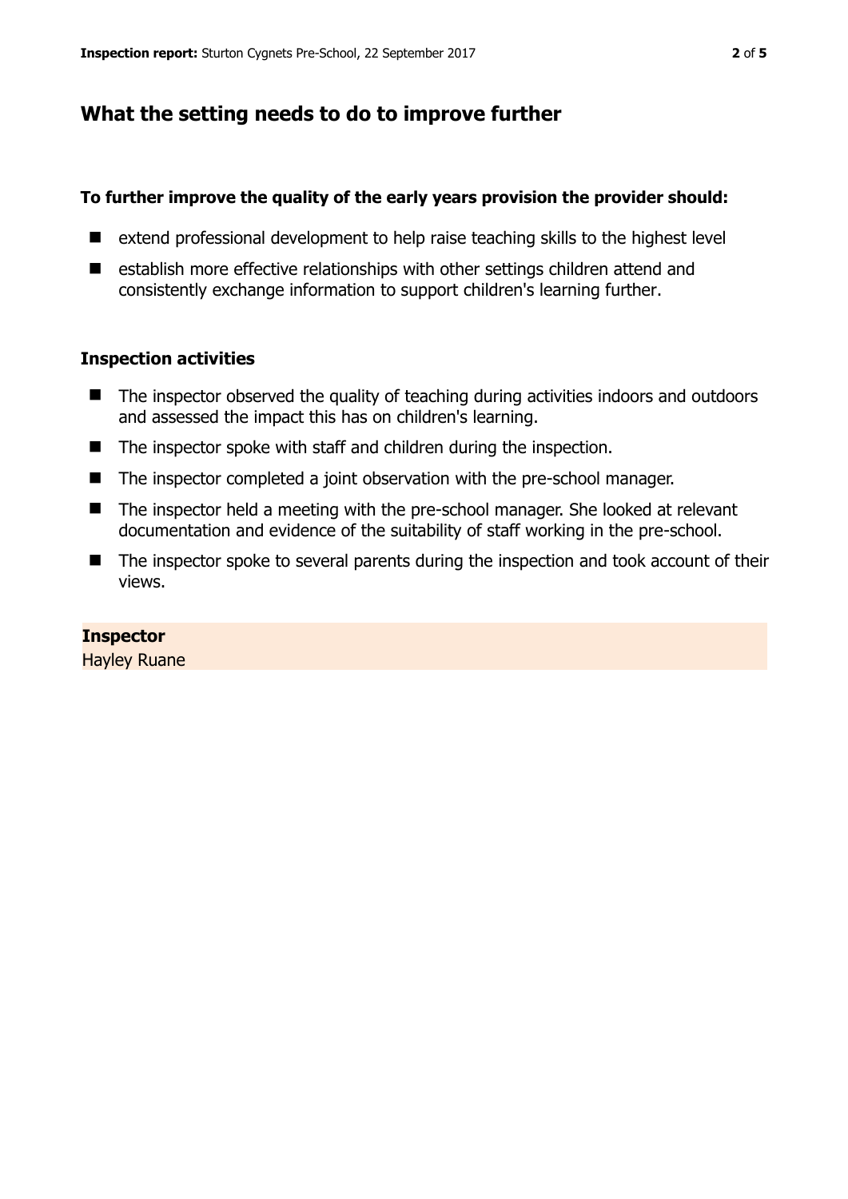## What the setting needs to do to improve further

**To further improve the quality of the early years provision the provider should:**

- extend professional development to help raise teaching skills to the highest level
- establish more effective relationships with other settings children attend and consistently exchange information to support children's learning further.

### Inspection activities

- The inspector observed the quality of teaching during activities indoors and outdoors and assessed the impact this has on children's learning.
- The inspector spoke with staff and children during the inspection.
- The inspector completed a joint observation with the pre-school manager.
- The inspector held a meeting with the pre-school manager. She looked at relevant documentation and evidence of the suitability of staff working in the pre-school.
- The inspector spoke to several parents during the inspection and took account of their views.

**Inspector**
Hayley Ruane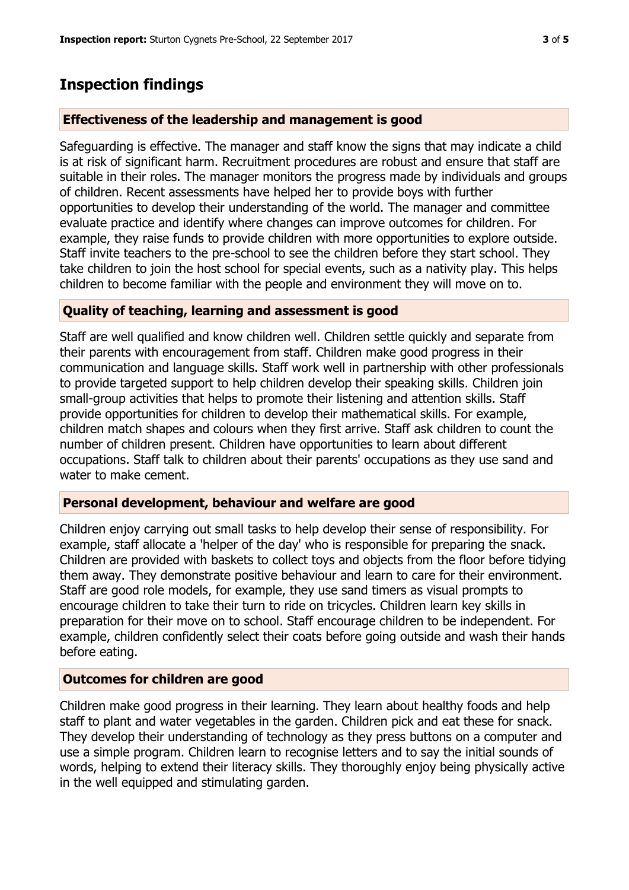## Inspection findings

### Effectiveness of the leadership and management is good

Safeguarding is effective. The manager and staff know the signs that may indicate a child is at risk of significant harm. Recruitment procedures are robust and ensure that staff are suitable in their roles. The manager monitors the progress made by individuals and groups of children. Recent assessments have helped her to provide boys with further opportunities to develop their understanding of the world. The manager and committee evaluate practice and identify where changes can improve outcomes for children. For example, they raise funds to provide children with more opportunities to explore outside. Staff invite teachers to the pre-school to see the children before they start school. They take children to join the host school for special events, such as a nativity play. This helps children to become familiar with the people and environment they will move on to.

### Quality of teaching, learning and assessment is good

Staff are well qualified and know children well. Children settle quickly and separate from their parents with encouragement from staff. Children make good progress in their communication and language skills. Staff work well in partnership with other professionals to provide targeted support to help children develop their speaking skills. Children join small-group activities that helps to promote their listening and attention skills. Staff provide opportunities for children to develop their mathematical skills. For example, children match shapes and colours when they first arrive. Staff ask children to count the number of children present. Children have opportunities to learn about different occupations. Staff talk to children about their parents' occupations as they use sand and water to make cement.

### Personal development, behaviour and welfare are good

Children enjoy carrying out small tasks to help develop their sense of responsibility. For example, staff allocate a 'helper of the day' who is responsible for preparing the snack. Children are provided with baskets to collect toys and objects from the floor before tidying them away. They demonstrate positive behaviour and learn to care for their environment. Staff are good role models, for example, they use sand timers as visual prompts to encourage children to take their turn to ride on tricycles. Children learn key skills in preparation for their move on to school. Staff encourage children to be independent. For example, children confidently select their coats before going outside and wash their hands before eating.

### Outcomes for children are good

Children make good progress in their learning. They learn about healthy foods and help staff to plant and water vegetables in the garden. Children pick and eat these for snack. They develop their understanding of technology as they press buttons on a computer and use a simple program. Children learn to recognise letters and to say the initial sounds of words, helping to extend their literacy skills. They thoroughly enjoy being physically active in the well equipped and stimulating garden.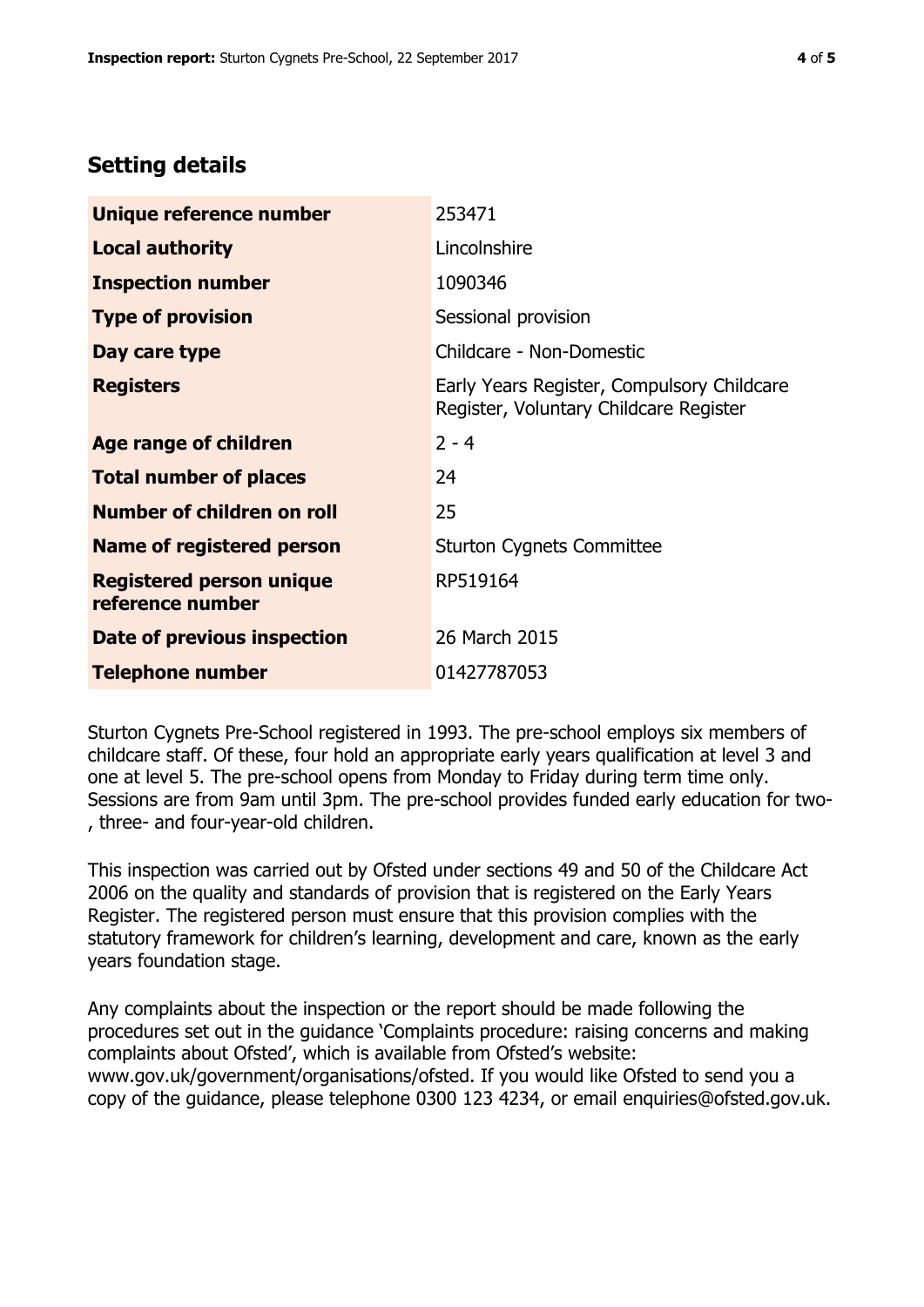## Setting details

| | |
|---|---|
| **Unique reference number** | 253471 |
| **Local authority** | Lincolnshire |
| **Inspection number** | 1090346 |
| **Type of provision** | Sessional provision |
| **Day care type** | Childcare - Non-Domestic |
| **Registers** | Early Years Register, Compulsory Childcare Register, Voluntary Childcare Register |
| **Age range of children** | 2 - 4 |
| **Total number of places** | 24 |
| **Number of children on roll** | 25 |
| **Name of registered person** | Sturton Cygnets Committee |
| **Registered person unique reference number** | RP519164 |
| **Date of previous inspection** | 26 March 2015 |
| **Telephone number** | 01427787053 |

Sturton Cygnets Pre-School registered in 1993. The pre-school employs six members of childcare staff. Of these, four hold an appropriate early years qualification at level 3 and one at level 5. The pre-school opens from Monday to Friday during term time only. Sessions are from 9am until 3pm. The pre-school provides funded early education for two-, three- and four-year-old children.

This inspection was carried out by Ofsted under sections 49 and 50 of the Childcare Act 2006 on the quality and standards of provision that is registered on the Early Years Register. The registered person must ensure that this provision complies with the statutory framework for children's learning, development and care, known as the early years foundation stage.

Any complaints about the inspection or the report should be made following the procedures set out in the guidance 'Complaints procedure: raising concerns and making complaints about Ofsted', which is available from Ofsted's website: www.gov.uk/government/organisations/ofsted. If you would like Ofsted to send you a copy of the guidance, please telephone 0300 123 4234, or email enquiries@ofsted.gov.uk.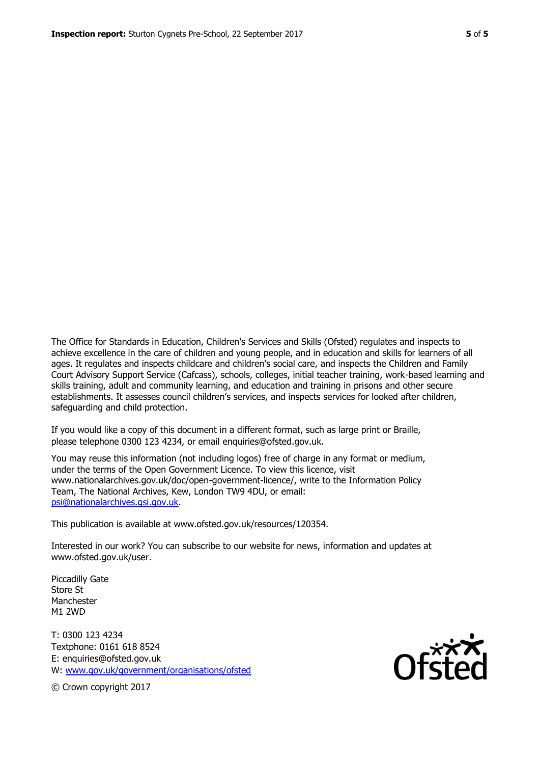The Office for Standards in Education, Children's Services and Skills (Ofsted) regulates and inspects to achieve excellence in the care of children and young people, and in education and skills for learners of all ages. It regulates and inspects childcare and children's social care, and inspects the Children and Family Court Advisory Support Service (Cafcass), schools, colleges, initial teacher training, work-based learning and skills training, adult and community learning, and education and training in prisons and other secure establishments. It assesses council children's services, and inspects services for looked after children, safeguarding and child protection.

If you would like a copy of this document in a different format, such as large print or Braille, please telephone 0300 123 4234, or email enquiries@ofsted.gov.uk.

You may reuse this information (not including logos) free of charge in any format or medium, under the terms of the Open Government Licence. To view this licence, visit www.nationalarchives.gov.uk/doc/open-government-licence/, write to the Information Policy Team, The National Archives, Kew, London TW9 4DU, or email: psi@nationalarchives.gsi.gov.uk.

This publication is available at www.ofsted.gov.uk/resources/120354.

Interested in our work? You can subscribe to our website for news, information and updates at www.ofsted.gov.uk/user.

Piccadilly Gate
Store St
Manchester
M1 2WD

T: 0300 123 4234
Textphone: 0161 618 8524
E: enquiries@ofsted.gov.uk
W: www.gov.uk/government/organisations/ofsted

© Crown copyright 2017